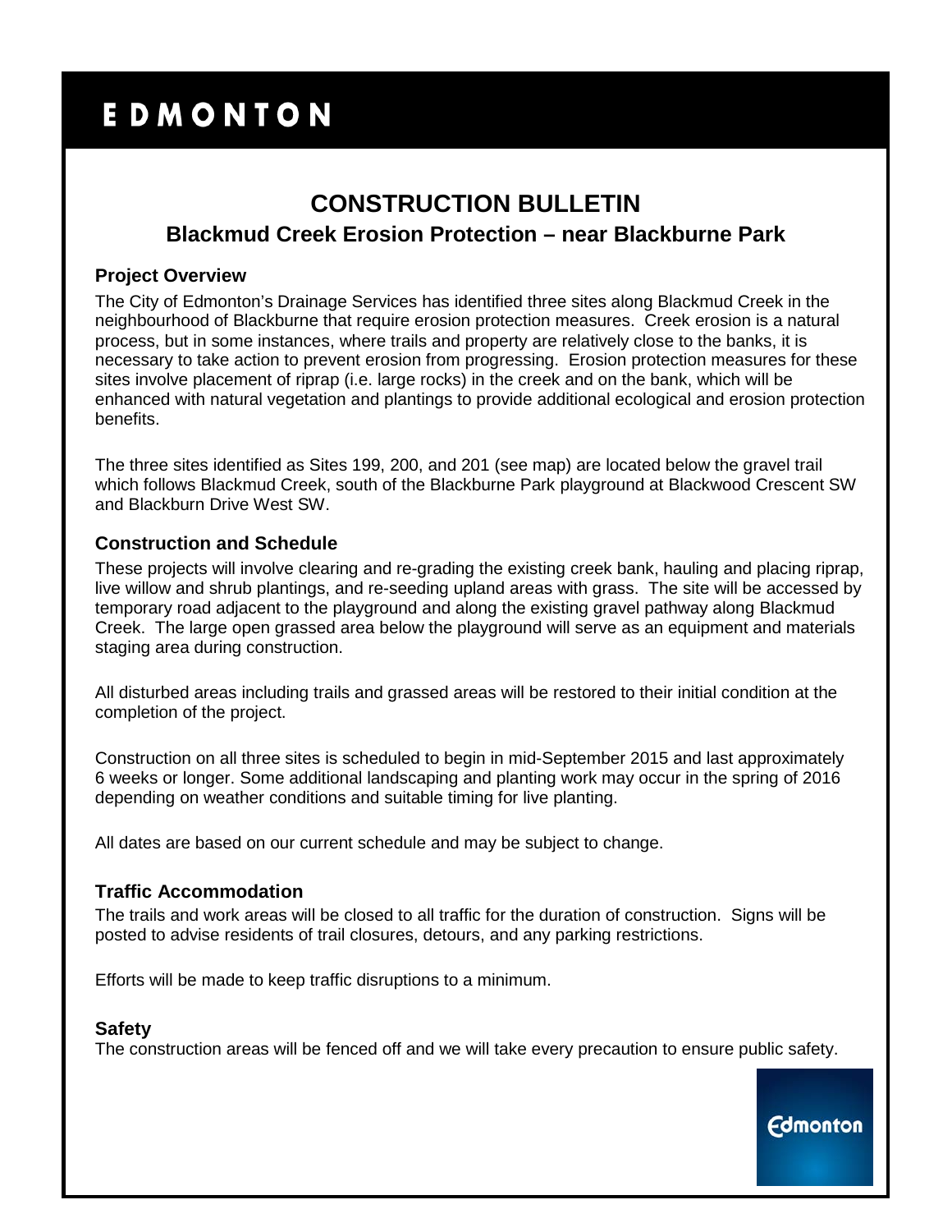# EDMONTON

## CONSTRUCTION BULLETIN

### Blackmud Creek Erosion Protection – near Blackburne Park

### Project Overview

The City of Edmonton's Drainage Services has identified three sites along Blackmud Creek in the neighbourhood of Blackburne that require erosion protection measures. Creek erosion is a natural process, but in some instances, where trails and property are relatively close to the banks, it is necessary to take action to prevent erosion from progressing. Erosion protection measures for these sites involve placement of riprap (i.e. large rocks) in the creek and on the bank, which will be enhanced with natural vegetation and plantings to provide additional ecological and erosion protection benefits.

The three sites identified as Sites 199, 200, and 201 (see map) are located below the gravel trail which follows Blackmud Creek, south of the Blackburne Park playground at Blackwood Crescent SW and Blackburn Drive West SW.

### Construction and Schedule

These projects will involve clearing and re-grading the existing creek bank, hauling and placing riprap, live willow and shrub plantings, and re-seeding upland areas with grass. The site will be accessed by temporary road adjacent to the playground and along the existing gravel pathway along Blackmud Creek. The large open grassed area below the playground will serve as an equipment and materials staging area during construction.

All disturbed areas including trails and grassed areas will be restored to their initial condition at the completion of the project.

Construction on all three sites is scheduled to begin in mid-September 2015 and last approximately 6 weeks or longer. Some additional landscaping and planting work may occur in the spring of 2016 depending on weather conditions and suitable timing for live planting.

All dates are based on our current schedule and may be subject to change.

### Traffic Accommodation

The trails and work areas will be closed to all traffic for the duration of construction. Signs will be posted to advise residents of trail closures, detours, and any parking restrictions.

Efforts will be made to keep traffic disruptions to a minimum.

### Safety

The construction areas will be fenced off and we will take every precaution to ensure public safety.

Edmonton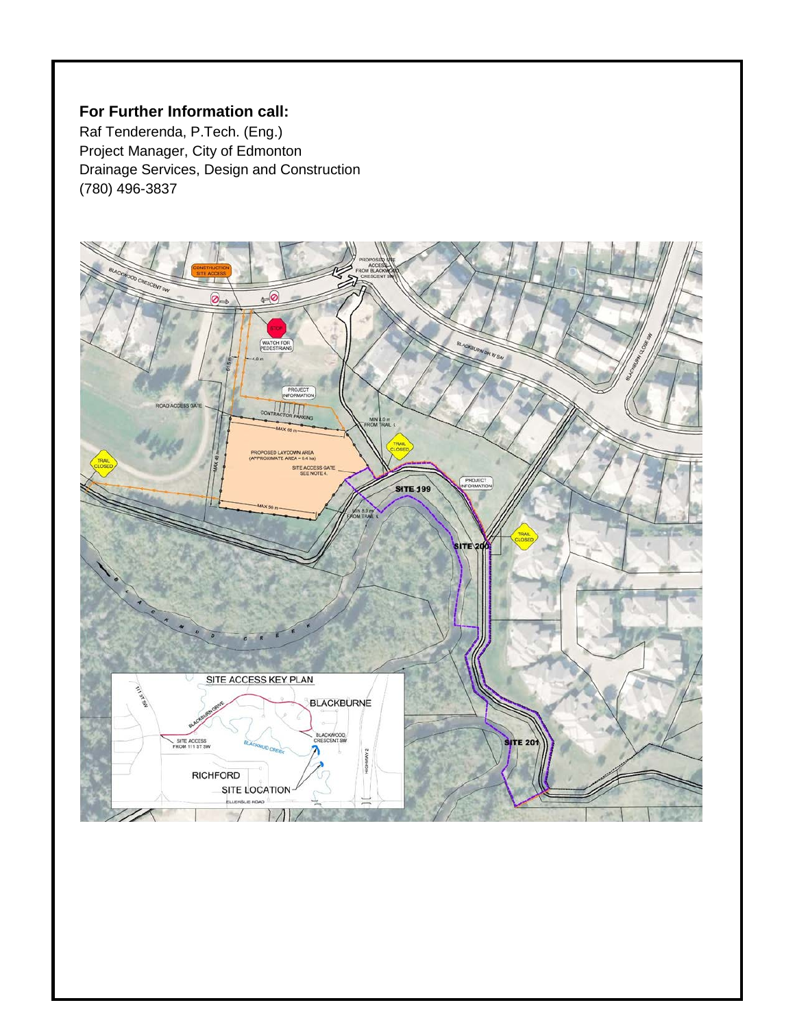**For Further Information call:**

Raf Tenderenda, P.Tech. (Eng.)
Project Manager, City of Edmonton
Drainage Services, Design and Construction
(780) 496-3837